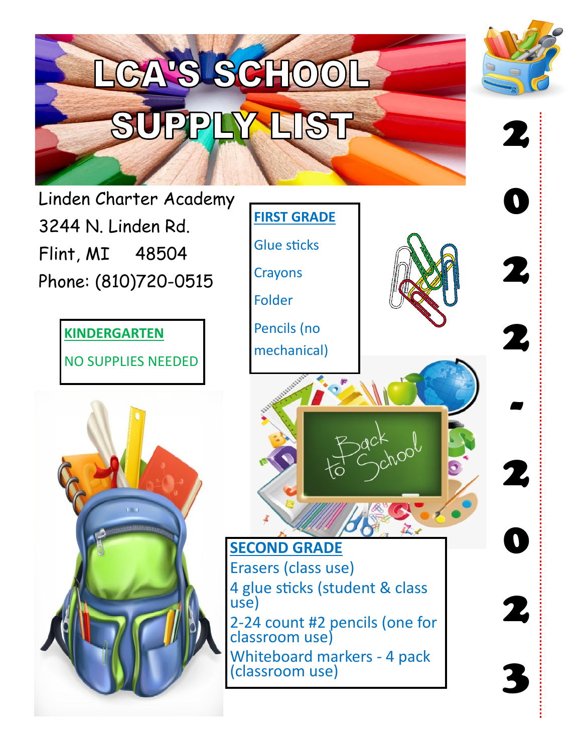# LCA'S SCHOOL SUPPLY LIST

## 2022-2023

Linden Charter Academy
3244 N. Linden Rd.
Flint, MI 48504
Phone: (810)720-0515

**KINDERGARTEN**

NO SUPPLIES NEEDED

**FIRST GRADE**

- Glue sticks
- Crayons
- Folder
- Pencils (no mechanical)

**SECOND GRADE**

- Erasers (class use)
- 4 glue sticks (student & class use)
- 2-24 count #2 pencils (one for classroom use)
- Whiteboard markers - 4 pack (classroom use)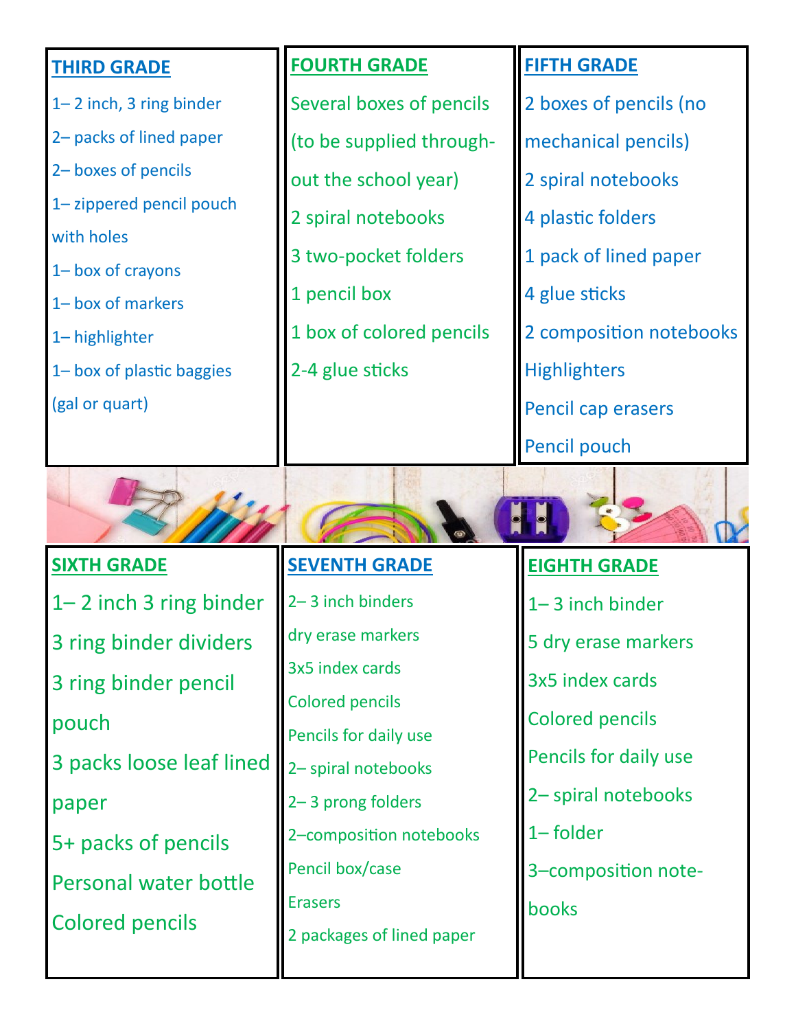## THIRD GRADE

1– 2 inch, 3 ring binder

2– packs of lined paper

2– boxes of pencils

1– zippered pencil pouch with holes

1– box of crayons

1– box of markers

1– highlighter

1– box of plastic baggies (gal or quart)

## FOURTH GRADE

Several boxes of pencils (to be supplied through-out the school year)

2 spiral notebooks

3 two-pocket folders

1 pencil box

1 box of colored pencils

2-4 glue sticks

## FIFTH GRADE

2 boxes of pencils (no mechanical pencils)

2 spiral notebooks

4 plastic folders

1 pack of lined paper

4 glue sticks

2 composition notebooks

Highlighters

Pencil cap erasers

Pencil pouch

## SIXTH GRADE

1– 2 inch 3 ring binder

3 ring binder dividers

3 ring binder pencil pouch

3 packs loose leaf lined paper

5+ packs of pencils

Personal water bottle

Colored pencils

## SEVENTH GRADE

2– 3 inch binders

dry erase markers

3x5 index cards

Colored pencils

Pencils for daily use

2– spiral notebooks

2– 3 prong folders

2–composition notebooks

Pencil box/case

Erasers

2 packages of lined paper

## EIGHTH GRADE

1– 3 inch binder

5 dry erase markers

3x5 index cards

Colored pencils

Pencils for daily use

2– spiral notebooks

1– folder

3–composition note-books